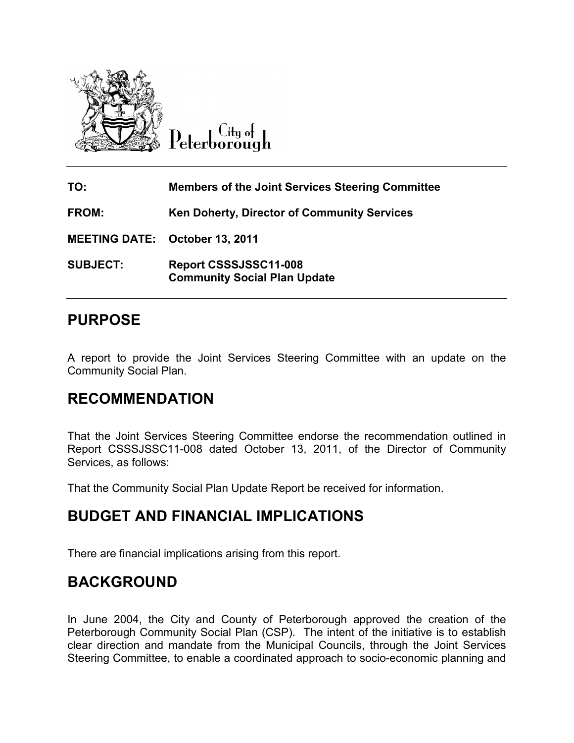City of Peterborough

| | |
|---|---|
| **TO:** | **Members of the Joint Services Steering Committee** |
| **FROM:** | **Ken Doherty, Director of Community Services** |
| **MEETING DATE:** | **October 13, 2011** |
| **SUBJECT:** | **Report CSSSJSSC11-008 Community Social Plan Update** |

## PURPOSE

A report to provide the Joint Services Steering Committee with an update on the Community Social Plan.

## RECOMMENDATION

That the Joint Services Steering Committee endorse the recommendation outlined in Report CSSSJSSC11-008 dated October 13, 2011, of the Director of Community Services, as follows:

That the Community Social Plan Update Report be received for information.

## BUDGET AND FINANCIAL IMPLICATIONS

There are financial implications arising from this report.

## BACKGROUND

In June 2004, the City and County of Peterborough approved the creation of the Peterborough Community Social Plan (CSP). The intent of the initiative is to establish clear direction and mandate from the Municipal Councils, through the Joint Services Steering Committee, to enable a coordinated approach to socio-economic planning and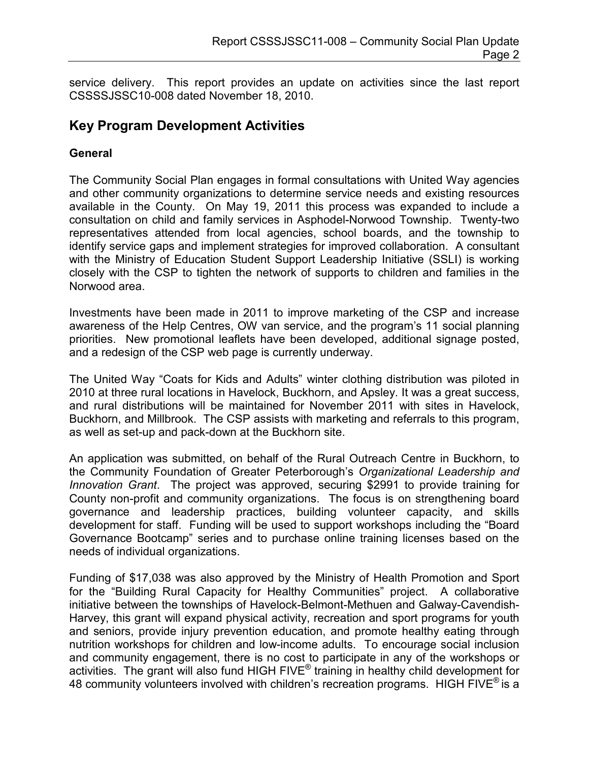service delivery. This report provides an update on activities since the last report CSSSSJSSC10-008 dated November 18, 2010.

## Key Program Development Activities

### General

The Community Social Plan engages in formal consultations with United Way agencies and other community organizations to determine service needs and existing resources available in the County. On May 19, 2011 this process was expanded to include a consultation on child and family services in Asphodel-Norwood Township. Twenty-two representatives attended from local agencies, school boards, and the township to identify service gaps and implement strategies for improved collaboration. A consultant with the Ministry of Education Student Support Leadership Initiative (SSLI) is working closely with the CSP to tighten the network of supports to children and families in the Norwood area.

Investments have been made in 2011 to improve marketing of the CSP and increase awareness of the Help Centres, OW van service, and the program's 11 social planning priorities. New promotional leaflets have been developed, additional signage posted, and a redesign of the CSP web page is currently underway.

The United Way "Coats for Kids and Adults" winter clothing distribution was piloted in 2010 at three rural locations in Havelock, Buckhorn, and Apsley. It was a great success, and rural distributions will be maintained for November 2011 with sites in Havelock, Buckhorn, and Millbrook. The CSP assists with marketing and referrals to this program, as well as set-up and pack-down at the Buckhorn site.

An application was submitted, on behalf of the Rural Outreach Centre in Buckhorn, to the Community Foundation of Greater Peterborough's *Organizational Leadership and Innovation Grant*. The project was approved, securing $2991 to provide training for County non-profit and community organizations. The focus is on strengthening board governance and leadership practices, building volunteer capacity, and skills development for staff. Funding will be used to support workshops including the "Board Governance Bootcamp" series and to purchase online training licenses based on the needs of individual organizations.

Funding of $17,038 was also approved by the Ministry of Health Promotion and Sport for the "Building Rural Capacity for Healthy Communities" project. A collaborative initiative between the townships of Havelock-Belmont-Methuen and Galway-Cavendish-Harvey, this grant will expand physical activity, recreation and sport programs for youth and seniors, provide injury prevention education, and promote healthy eating through nutrition workshops for children and low-income adults. To encourage social inclusion and community engagement, there is no cost to participate in any of the workshops or activities. The grant will also fund HIGH FIVE® training in healthy child development for 48 community volunteers involved with children's recreation programs. HIGH FIVE® is a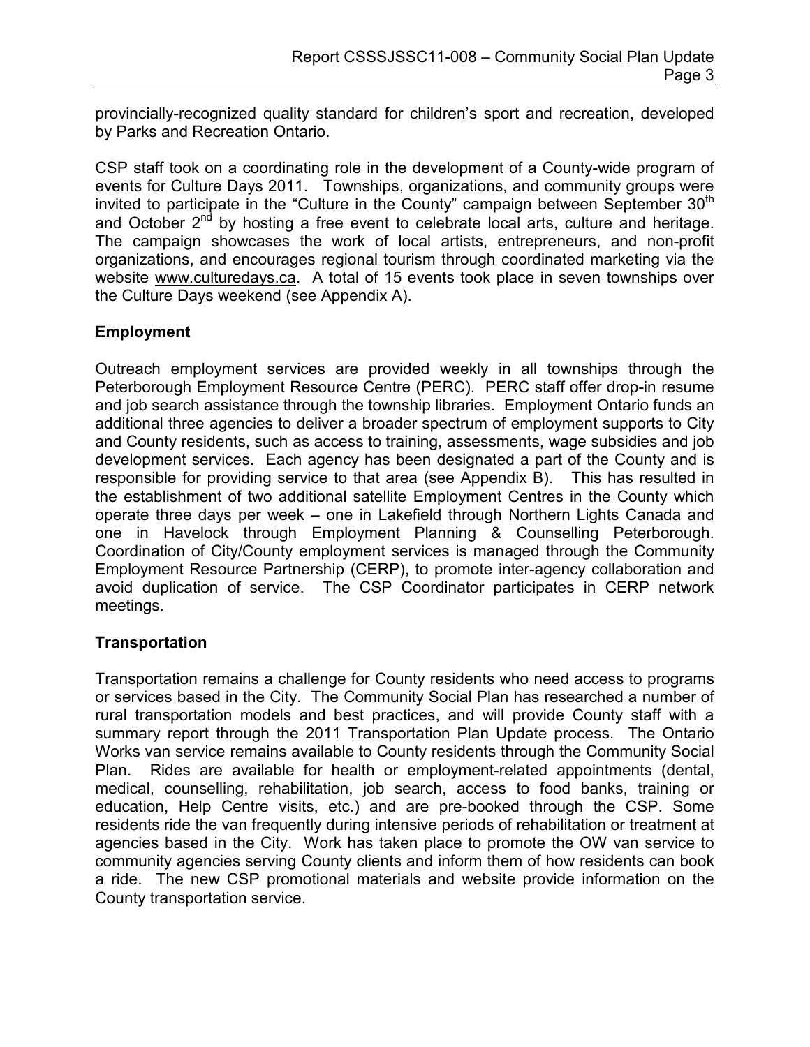provincially-recognized quality standard for children's sport and recreation, developed by Parks and Recreation Ontario.

CSP staff took on a coordinating role in the development of a County-wide program of events for Culture Days 2011. Townships, organizations, and community groups were invited to participate in the "Culture in the County" campaign between September 30th and October 2nd by hosting a free event to celebrate local arts, culture and heritage. The campaign showcases the work of local artists, entrepreneurs, and non-profit organizations, and encourages regional tourism through coordinated marketing via the website www.culturedays.ca. A total of 15 events took place in seven townships over the Culture Days weekend (see Appendix A).

## Employment

Outreach employment services are provided weekly in all townships through the Peterborough Employment Resource Centre (PERC). PERC staff offer drop-in resume and job search assistance through the township libraries. Employment Ontario funds an additional three agencies to deliver a broader spectrum of employment supports to City and County residents, such as access to training, assessments, wage subsidies and job development services. Each agency has been designated a part of the County and is responsible for providing service to that area (see Appendix B). This has resulted in the establishment of two additional satellite Employment Centres in the County which operate three days per week – one in Lakefield through Northern Lights Canada and one in Havelock through Employment Planning & Counselling Peterborough. Coordination of City/County employment services is managed through the Community Employment Resource Partnership (CERP), to promote inter-agency collaboration and avoid duplication of service. The CSP Coordinator participates in CERP network meetings.

## Transportation

Transportation remains a challenge for County residents who need access to programs or services based in the City. The Community Social Plan has researched a number of rural transportation models and best practices, and will provide County staff with a summary report through the 2011 Transportation Plan Update process. The Ontario Works van service remains available to County residents through the Community Social Plan. Rides are available for health or employment-related appointments (dental, medical, counselling, rehabilitation, job search, access to food banks, training or education, Help Centre visits, etc.) and are pre-booked through the CSP. Some residents ride the van frequently during intensive periods of rehabilitation or treatment at agencies based in the City. Work has taken place to promote the OW van service to community agencies serving County clients and inform them of how residents can book a ride. The new CSP promotional materials and website provide information on the County transportation service.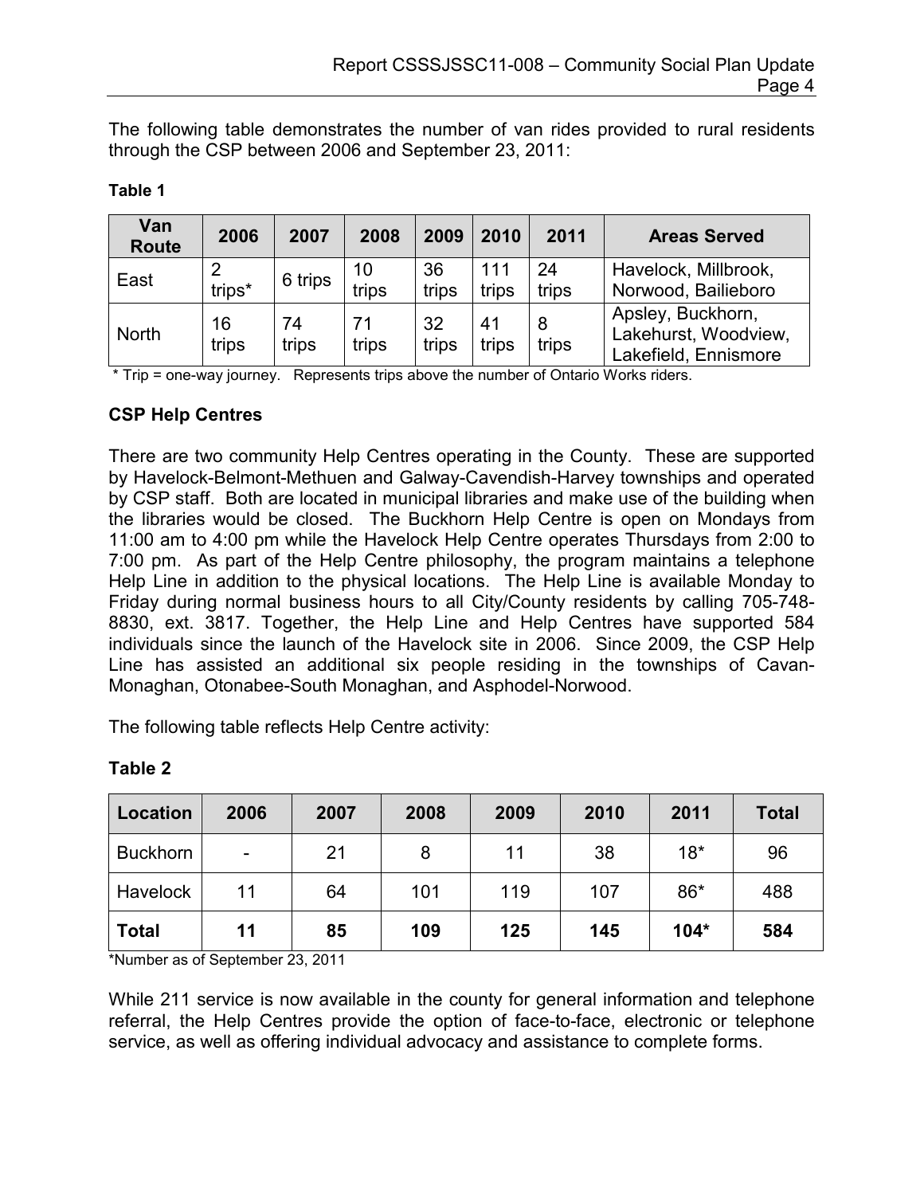The following table demonstrates the number of van rides provided to rural residents through the CSP between 2006 and September 23, 2011:

**Table 1**

| Van Route | 2006 | 2007 | 2008 | 2009 | 2010 | 2011 | Areas Served |
|---|---|---|---|---|---|---|---|
| East | 2 trips* | 6 trips | 10 trips | 36 trips | 111 trips | 24 trips | Havelock, Millbrook, Norwood, Bailieboro |
| North | 16 trips | 74 trips | 71 trips | 32 trips | 41 trips | 8 trips | Apsley, Buckhorn, Lakehurst, Woodview, Lakefield, Ennismore |

* Trip = one-way journey. Represents trips above the number of Ontario Works riders.

**CSP Help Centres**

There are two community Help Centres operating in the County. These are supported by Havelock-Belmont-Methuen and Galway-Cavendish-Harvey townships and operated by CSP staff. Both are located in municipal libraries and make use of the building when the libraries would be closed. The Buckhorn Help Centre is open on Mondays from 11:00 am to 4:00 pm while the Havelock Help Centre operates Thursdays from 2:00 to 7:00 pm. As part of the Help Centre philosophy, the program maintains a telephone Help Line in addition to the physical locations. The Help Line is available Monday to Friday during normal business hours to all City/County residents by calling 705-748-8830, ext. 3817. Together, the Help Line and Help Centres have supported 584 individuals since the launch of the Havelock site in 2006. Since 2009, the CSP Help Line has assisted an additional six people residing in the townships of Cavan-Monaghan, Otonabee-South Monaghan, and Asphodel-Norwood.

The following table reflects Help Centre activity:

**Table 2**

| Location | 2006 | 2007 | 2008 | 2009 | 2010 | 2011 | Total |
|---|---|---|---|---|---|---|---|
| Buckhorn | - | 21 | 8 | 11 | 38 | 18* | 96 |
| Havelock | 11 | 64 | 101 | 119 | 107 | 86* | 488 |
| **Total** | **11** | **85** | **109** | **125** | **145** | **104*** | **584** |

*Number as of September 23, 2011

While 211 service is now available in the county for general information and telephone referral, the Help Centres provide the option of face-to-face, electronic or telephone service, as well as offering individual advocacy and assistance to complete forms.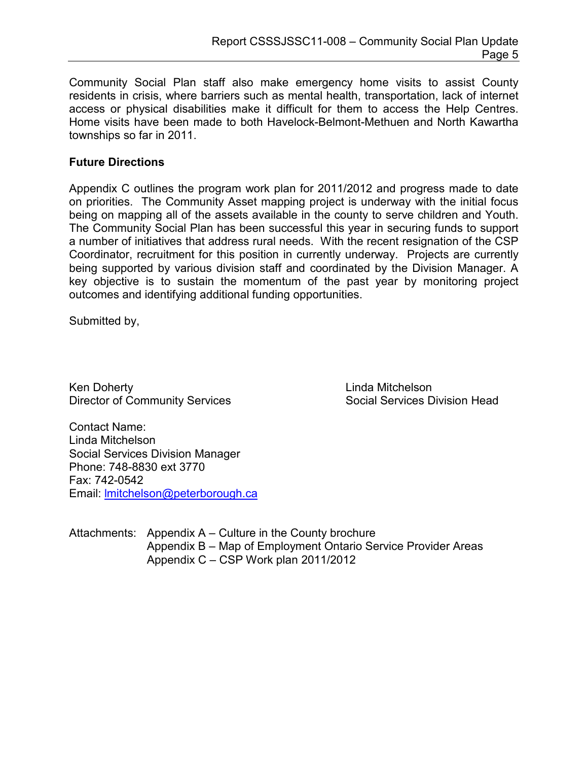Community Social Plan staff also make emergency home visits to assist County residents in crisis, where barriers such as mental health, transportation, lack of internet access or physical disabilities make it difficult for them to access the Help Centres. Home visits have been made to both Havelock-Belmont-Methuen and North Kawartha townships so far in 2011.

**Future Directions**

Appendix C outlines the program work plan for 2011/2012 and progress made to date on priorities. The Community Asset mapping project is underway with the initial focus being on mapping all of the assets available in the county to serve children and Youth. The Community Social Plan has been successful this year in securing funds to support a number of initiatives that address rural needs. With the recent resignation of the CSP Coordinator, recruitment for this position in currently underway. Projects are currently being supported by various division staff and coordinated by the Division Manager. A key objective is to sustain the momentum of the past year by monitoring project outcomes and identifying additional funding opportunities.

Submitted by,

Ken Doherty
Director of Community Services

Linda Mitchelson
Social Services Division Head

Contact Name:
Linda Mitchelson
Social Services Division Manager
Phone: 748-8830 ext 3770
Fax: 742-0542
Email: lmitchelson@peterborough.ca

Attachments: Appendix A – Culture in the County brochure
Appendix B – Map of Employment Ontario Service Provider Areas
Appendix C – CSP Work plan 2011/2012